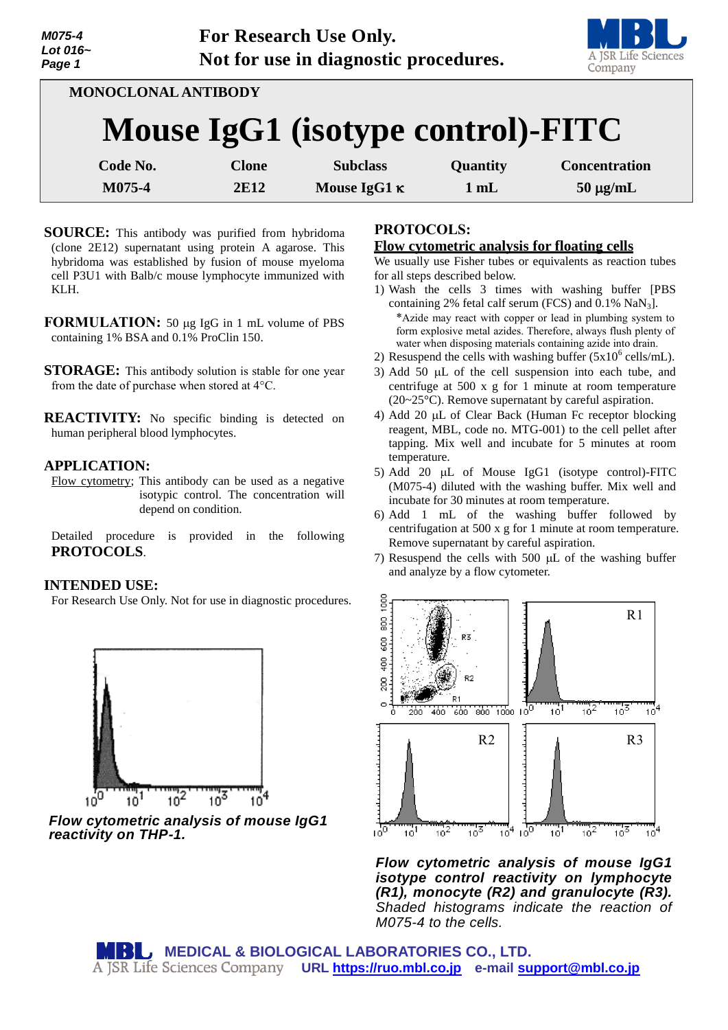For Research Use Only.
Not for use in diagnostic procedures.

MONOCLONAL ANTIBODY

# Mouse IgG1 (isotype control)-FITC

| Code No. | Clone | Subclass | Quantity | Concentration |
|---|---|---|---|---|
| M075-4 | 2E12 | Mouse IgG1 κ | 1 mL | 50 μg/mL |

**SOURCE:** This antibody was purified from hybridoma (clone 2E12) supernatant using protein A agarose. This hybridoma was established by fusion of mouse myeloma cell P3U1 with Balb/c mouse lymphocyte immunized with KLH.

**FORMULATION:** 50 μg IgG in 1 mL volume of PBS containing 1% BSA and 0.1% ProClin 150.

**STORAGE:** This antibody solution is stable for one year from the date of purchase when stored at 4°C.

**REACTIVITY:** No specific binding is detected on human peripheral blood lymphocytes.

**APPLICATION:**

Flow cytometry; This antibody can be used as a negative isotypic control. The concentration will depend on condition.

Detailed procedure is provided in the following **PROTOCOLS**.

**INTENDED USE:**

For Research Use Only. Not for use in diagnostic procedures.

*Flow cytometric analysis of mouse IgG1 reactivity on THP-1.*

**PROTOCOLS:**

**Flow cytometric analysis for floating cells**

We usually use Fisher tubes or equivalents as reaction tubes for all steps described below.

1) Wash the cells 3 times with washing buffer [PBS containing 2% fetal calf serum (FCS) and 0.1% $NaN_3$].
   *Azide may react with copper or lead in plumbing system to form explosive metal azides. Therefore, always flush plenty of water when disposing materials containing azide into drain.
2) Resuspend the cells with washing buffer ($5x10^6$ cells/mL).
3) Add 50 μL of the cell suspension into each tube, and centrifuge at 500 x g for 1 minute at room temperature (20~25°C). Remove supernatant by careful aspiration.
4) Add 20 μL of Clear Back (Human Fc receptor blocking reagent, MBL, code no. MTG-001) to the cell pellet after tapping. Mix well and incubate for 5 minutes at room temperature.
5) Add 20 μL of Mouse IgG1 (isotype control)-FITC (M075-4) diluted with the washing buffer. Mix well and incubate for 30 minutes at room temperature.
6) Add 1 mL of the washing buffer followed by centrifugation at 500 x g for 1 minute at room temperature. Remove supernatant by careful aspiration.
7) Resuspend the cells with 500 μL of the washing buffer and analyze by a flow cytometer.

*Flow cytometric analysis of mouse IgG1 isotype control reactivity on lymphocyte (R1), monocyte (R2) and granulocyte (R3).* Shaded histograms indicate the reaction of M075-4 to the cells.

MEDICAL & BIOLOGICAL LABORATORIES CO., LTD.
A JSR Life Sciences Company URL https://ruo.mbl.co.jp e-mail support@mbl.co.jp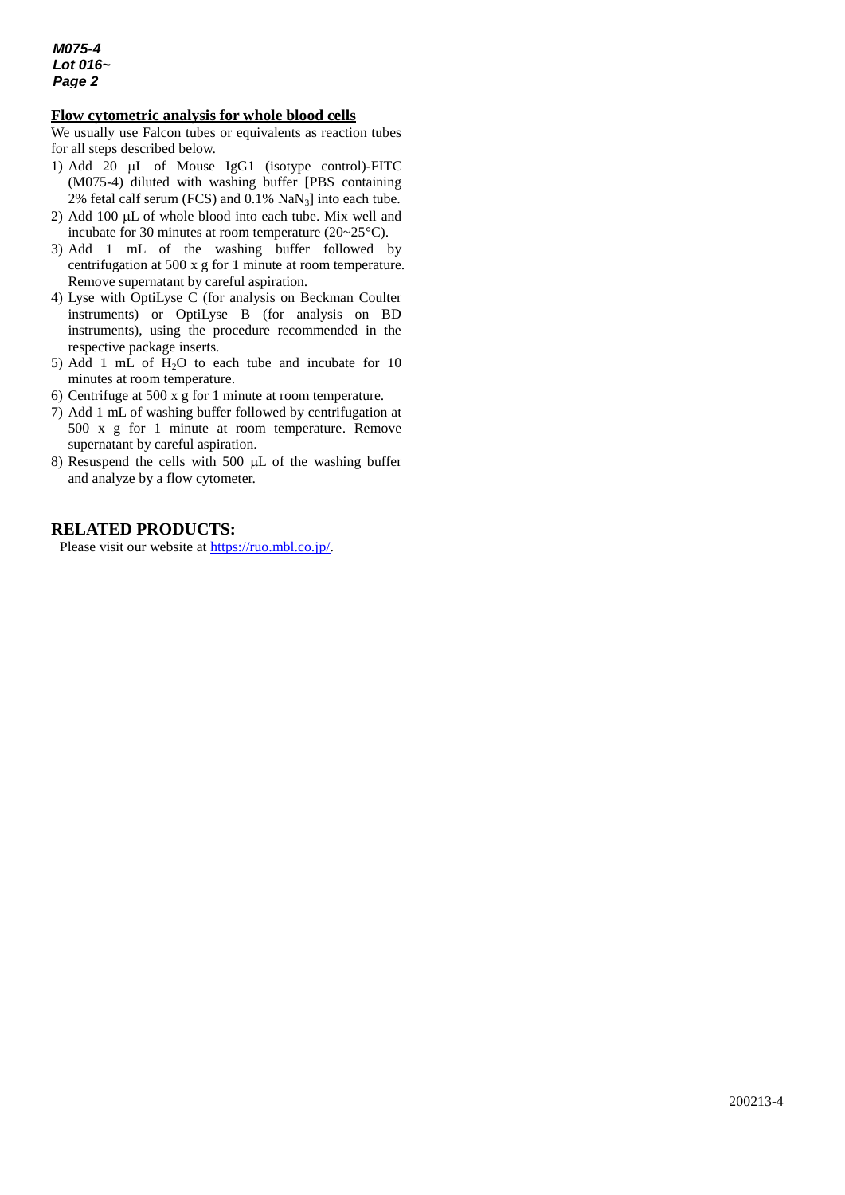## Flow cytometric analysis for whole blood cells

We usually use Falcon tubes or equivalents as reaction tubes for all steps described below.

1) Add 20 μL of Mouse IgG1 (isotype control)-FITC (M075-4) diluted with washing buffer [PBS containing 2% fetal calf serum (FCS) and 0.1% $NaN_3$] into each tube.
2) Add 100 μL of whole blood into each tube. Mix well and incubate for 30 minutes at room temperature (20~25°C).
3) Add 1 mL of the washing buffer followed by centrifugation at 500 x g for 1 minute at room temperature. Remove supernatant by careful aspiration.
4) Lyse with OptiLyse C (for analysis on Beckman Coulter instruments) or OptiLyse B (for analysis on BD instruments), using the procedure recommended in the respective package inserts.
5) Add 1 mL of $H_2O$ to each tube and incubate for 10 minutes at room temperature.
6) Centrifuge at 500 x g for 1 minute at room temperature.
7) Add 1 mL of washing buffer followed by centrifugation at 500 x g for 1 minute at room temperature. Remove supernatant by careful aspiration.
8) Resuspend the cells with 500 μL of the washing buffer and analyze by a flow cytometer.

## RELATED PRODUCTS:

Please visit our website at https://ruo.mbl.co.jp/.